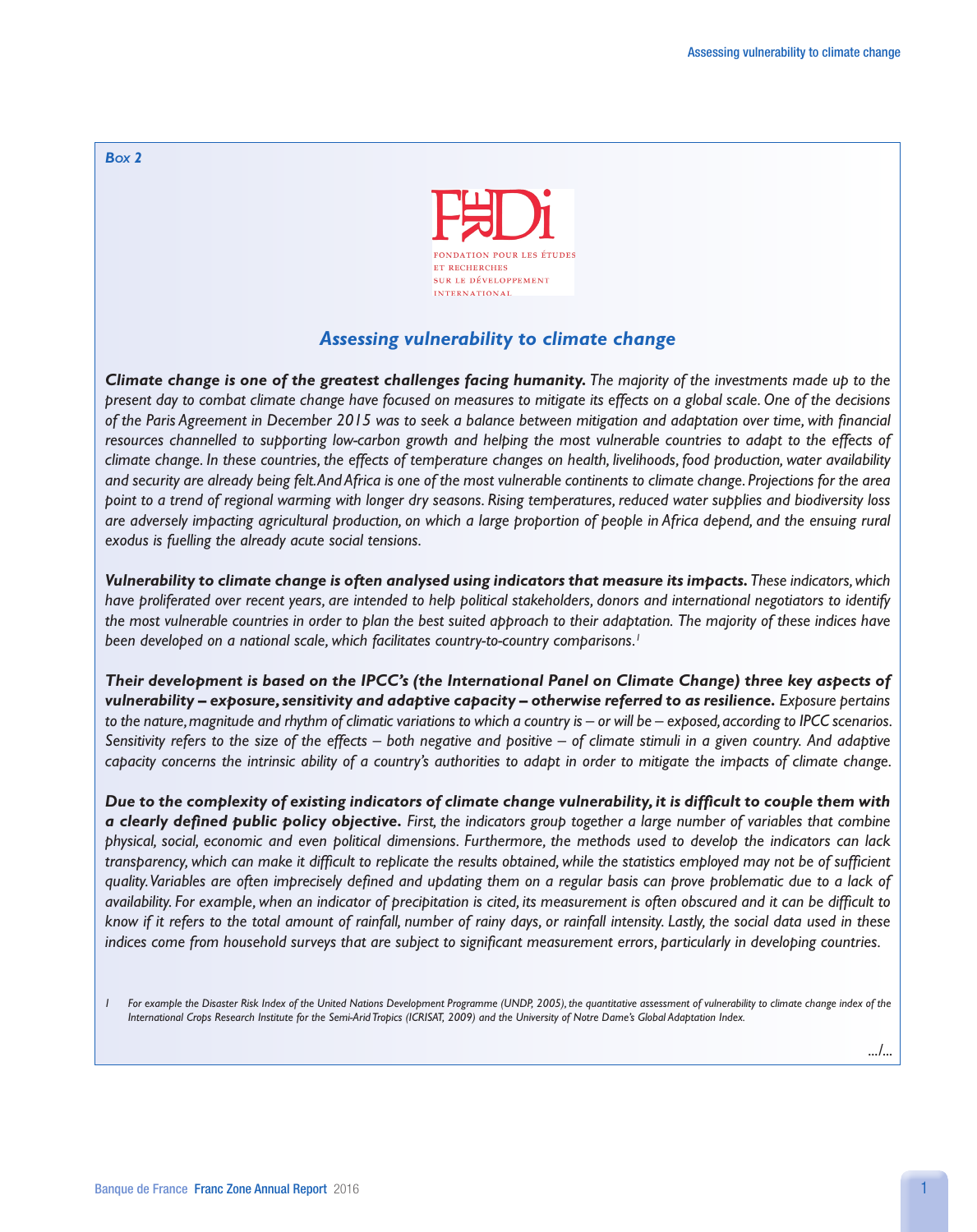*Box 2*

FERDI

FONDATION POUR LES ÉTUDES ET RECHERCHES SUR LE DÉVELOPPEMENT INTERNATIONAL

## *Assessing vulnerability to climate change*

***Climate change is one of the greatest challenges facing humanity.*** *The majority of the investments made up to the present day to combat climate change have focused on measures to mitigate its effects on a global scale. One of the decisions of the Paris Agreement in December 2015 was to seek a balance between mitigation and adaptation over time, with financial resources channelled to supporting low-carbon growth and helping the most vulnerable countries to adapt to the effects of climate change. In these countries, the effects of temperature changes on health, livelihoods, food production, water availability and security are already being felt. And Africa is one of the most vulnerable continents to climate change. Projections for the area point to a trend of regional warming with longer dry seasons. Rising temperatures, reduced water supplies and biodiversity loss are adversely impacting agricultural production, on which a large proportion of people in Africa depend, and the ensuing rural exodus is fuelling the already acute social tensions.*

***Vulnerability to climate change is often analysed using indicators that measure its impacts.*** *These indicators, which have proliferated over recent years, are intended to help political stakeholders, donors and international negotiators to identify the most vulnerable countries in order to plan the best suited approach to their adaptation. The majority of these indices have been developed on a national scale, which facilitates country-to-country comparisons.*[1]

***Their development is based on the IPCC's (the International Panel on Climate Change) three key aspects of vulnerability – exposure, sensitivity and adaptive capacity – otherwise referred to as resilience.*** *Exposure pertains to the nature, magnitude and rhythm of climatic variations to which a country is – or will be – exposed, according to IPCC scenarios. Sensitivity refers to the size of the effects – both negative and positive – of climate stimuli in a given country. And adaptive capacity concerns the intrinsic ability of a country's authorities to adapt in order to mitigate the impacts of climate change.*

***Due to the complexity of existing indicators of climate change vulnerability, it is difficult to couple them with a clearly defined public policy objective.*** *First, the indicators group together a large number of variables that combine physical, social, economic and even political dimensions. Furthermore, the methods used to develop the indicators can lack transparency, which can make it difficult to replicate the results obtained, while the statistics employed may not be of sufficient quality. Variables are often imprecisely defined and updating them on a regular basis can prove problematic due to a lack of availability. For example, when an indicator of precipitation is cited, its measurement is often obscured and it can be difficult to know if it refers to the total amount of rainfall, number of rainy days, or rainfall intensity. Lastly, the social data used in these indices come from household surveys that are subject to significant measurement errors, particularly in developing countries.*

*1 For example the Disaster Risk Index of the United Nations Development Programme (UNDP, 2005), the quantitative assessment of vulnerability to climate change index of the International Crops Research Institute for the Semi-Arid Tropics (ICRISAT, 2009) and the University of Notre Dame's Global Adaptation Index.*

*.../...*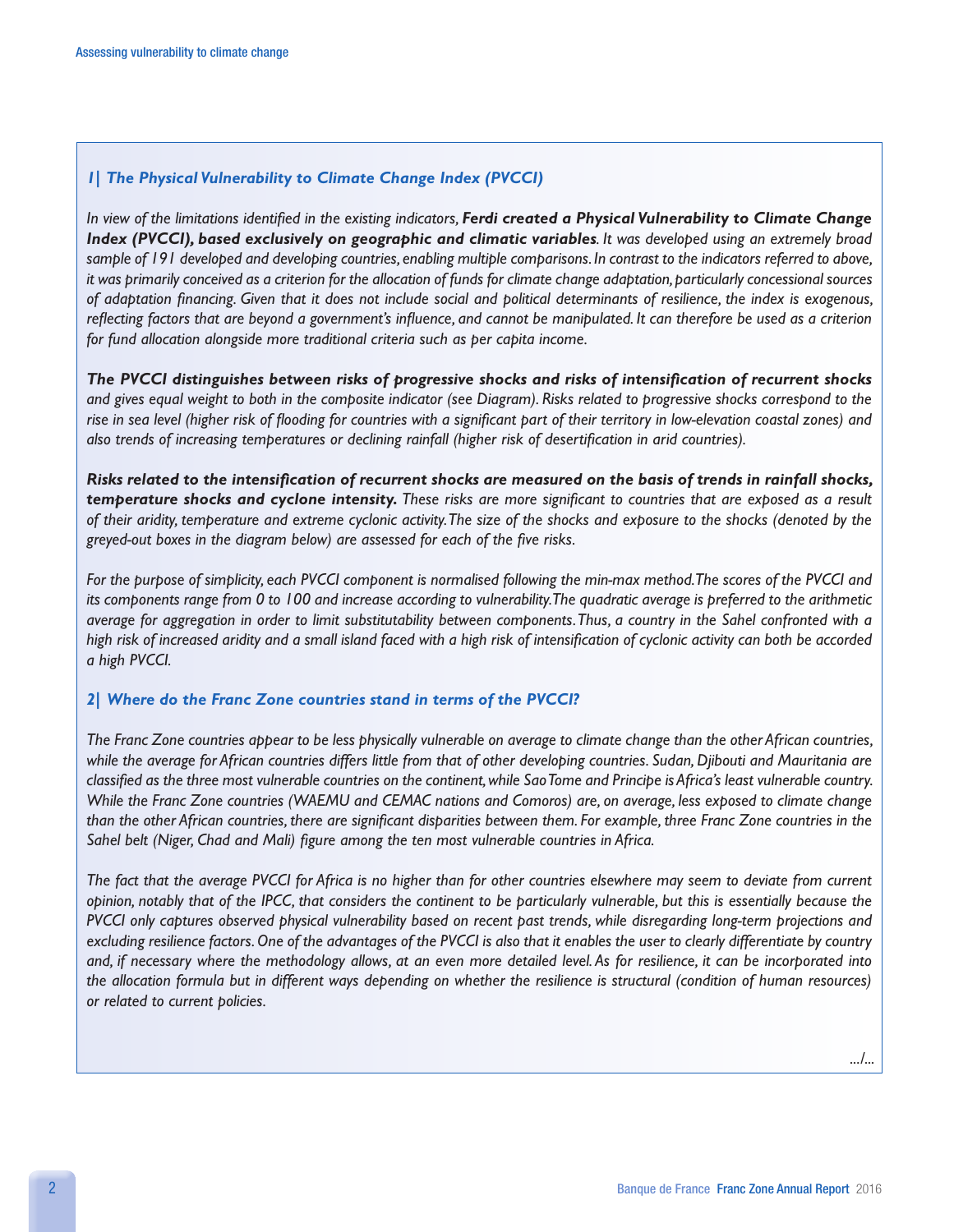## *1| The Physical Vulnerability to Climate Change Index (PVCCI)*

*In view of the limitations identified in the existing indicators,* ***Ferdi created a Physical Vulnerability to Climate Change Index (PVCCI), based exclusively on geographic and climatic variables****. It was developed using an extremely broad sample of 191 developed and developing countries, enabling multiple comparisons. In contrast to the indicators referred to above, it was primarily conceived as a criterion for the allocation of funds for climate change adaptation, particularly concessional sources of adaptation financing. Given that it does not include social and political determinants of resilience, the index is exogenous, reflecting factors that are beyond a government's influence, and cannot be manipulated. It can therefore be used as a criterion for fund allocation alongside more traditional criteria such as per capita income.*

***The PVCCI distinguishes between risks of progressive shocks and risks of intensification of recurrent shocks*** *and gives equal weight to both in the composite indicator (see Diagram). Risks related to progressive shocks correspond to the rise in sea level (higher risk of flooding for countries with a significant part of their territory in low-elevation coastal zones) and also trends of increasing temperatures or declining rainfall (higher risk of desertification in arid countries).*

***Risks related to the intensification of recurrent shocks are measured on the basis of trends in rainfall shocks, temperature shocks and cyclone intensity.*** *These risks are more significant to countries that are exposed as a result of their aridity, temperature and extreme cyclonic activity. The size of the shocks and exposure to the shocks (denoted by the greyed-out boxes in the diagram below) are assessed for each of the five risks.*

*For the purpose of simplicity, each PVCCI component is normalised following the min-max method. The scores of the PVCCI and its components range from 0 to 100 and increase according to vulnerability. The quadratic average is preferred to the arithmetic average for aggregation in order to limit substitutability between components. Thus, a country in the Sahel confronted with a high risk of increased aridity and a small island faced with a high risk of intensification of cyclonic activity can both be accorded a high PVCCI.*

## *2| Where do the Franc Zone countries stand in terms of the PVCCI?*

*The Franc Zone countries appear to be less physically vulnerable on average to climate change than the other African countries, while the average for African countries differs little from that of other developing countries. Sudan, Djibouti and Mauritania are classified as the three most vulnerable countries on the continent, while Sao Tome and Principe is Africa's least vulnerable country. While the Franc Zone countries (WAEMU and CEMAC nations and Comoros) are, on average, less exposed to climate change than the other African countries, there are significant disparities between them. For example, three Franc Zone countries in the Sahel belt (Niger, Chad and Mali) figure among the ten most vulnerable countries in Africa.*

*The fact that the average PVCCI for Africa is no higher than for other countries elsewhere may seem to deviate from current opinion, notably that of the IPCC, that considers the continent to be particularly vulnerable, but this is essentially because the PVCCI only captures observed physical vulnerability based on recent past trends, while disregarding long-term projections and excluding resilience factors. One of the advantages of the PVCCI is also that it enables the user to clearly differentiate by country and, if necessary where the methodology allows, at an even more detailed level. As for resilience, it can be incorporated into the allocation formula but in different ways depending on whether the resilience is structural (condition of human resources) or related to current policies.*

*.../...*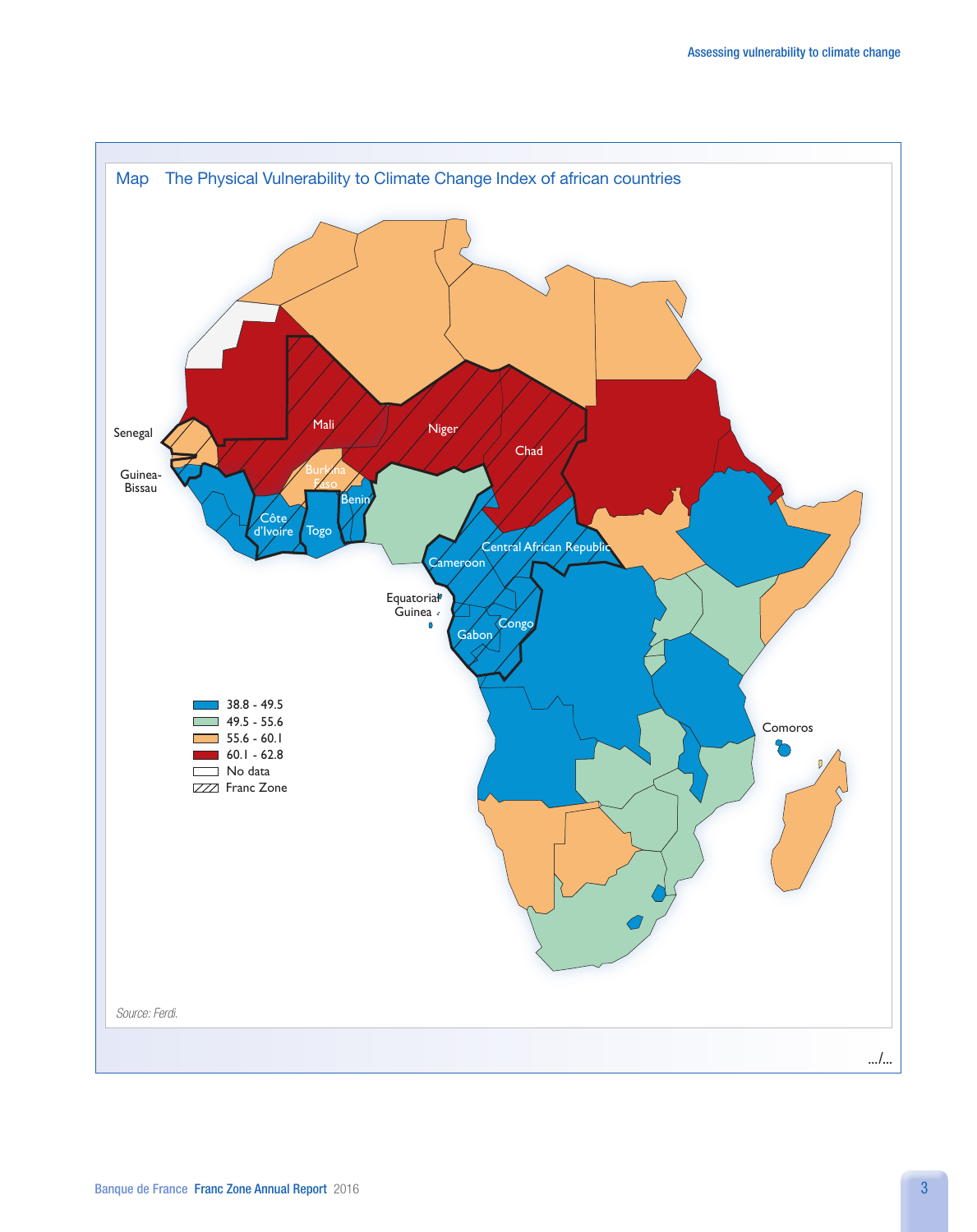## Map The Physical Vulnerability to Climate Change Index of african countries

Senegal

Guinea-Bissau

Mali

Niger

Chad

Burkina Faso

Benin

Côte d'Ivoire

Togo

Central African Republic

Cameroon

Equatorial Guinea

Gabon

Congo

Comoros

- 38.8 - 49.5
- 49.5 - 55.6
- 55.6 - 60.1
- 60.1 - 62.8
- No data
- Franc Zone

*Source: Ferdi.*

.../...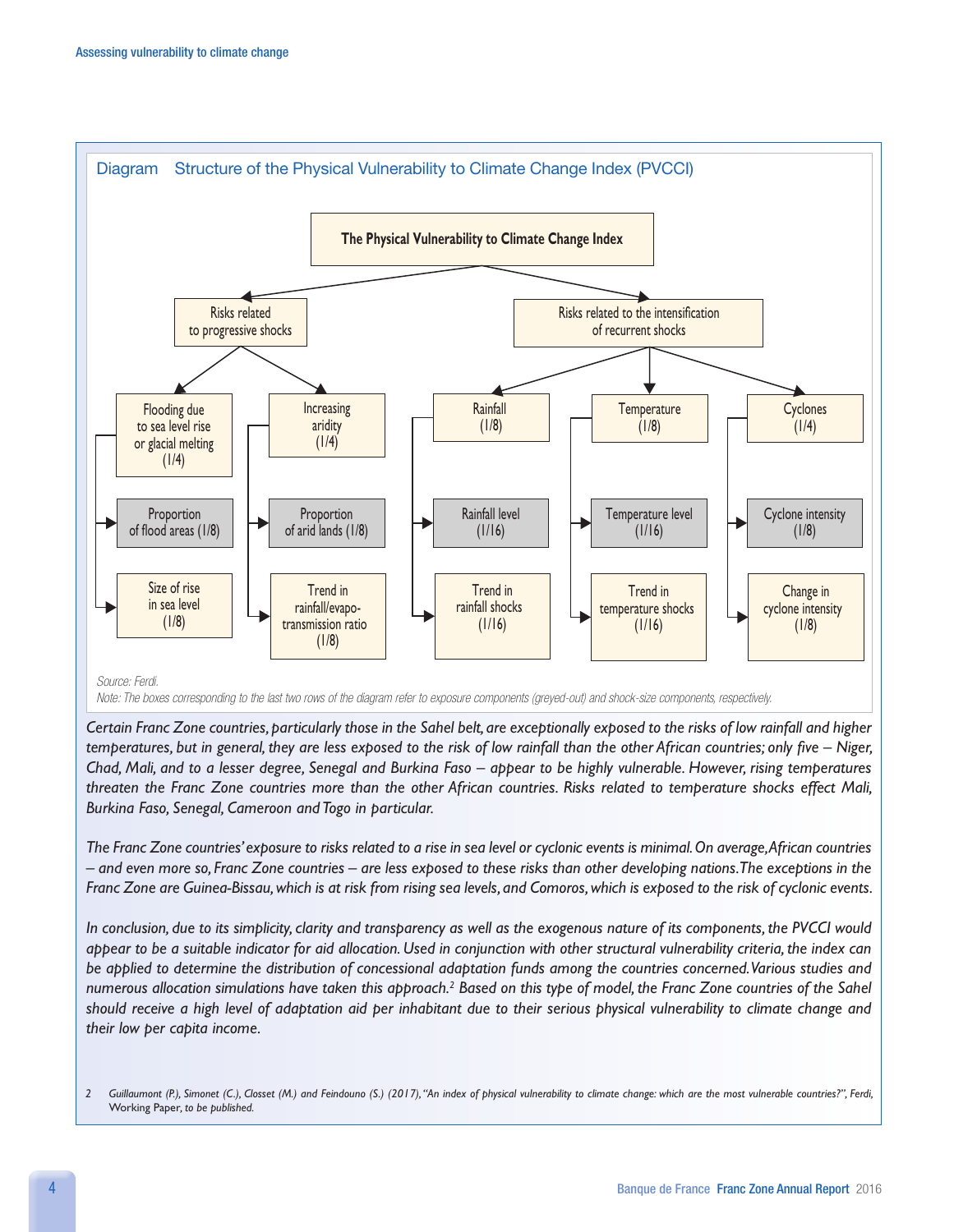Diagram Structure of the Physical Vulnerability to Climate Change Index (PVCCI)

The Physical Vulnerability to Climate Change Index

Risks related to progressive shocks

Risks related to the intensification of recurrent shocks

Flooding due to sea level rise or glacial melting (1/4)

Increasing aridity (1/4)

Rainfall (1/8)

Temperature (1/8)

Cyclones (1/4)

Proportion of flood areas (1/8)

Proportion of arid lands (1/8)

Rainfall level (1/16)

Temperature level (1/16)

Cyclone intensity (1/8)

Size of rise in sea level (1/8)

Trend in rainfall/evapo-transmission ratio (1/8)

Trend in rainfall shocks (1/16)

Trend in temperature shocks (1/16)

Change in cyclone intensity (1/8)

*Source: Ferdi.*

*Note: The boxes corresponding to the last two rows of the diagram refer to exposure components (greyed-out) and shock-size components, respectively.*

*Certain Franc Zone countries, particularly those in the Sahel belt, are exceptionally exposed to the risks of low rainfall and higher temperatures, but in general, they are less exposed to the risk of low rainfall than the other African countries; only five – Niger, Chad, Mali, and to a lesser degree, Senegal and Burkina Faso – appear to be highly vulnerable. However, rising temperatures threaten the Franc Zone countries more than the other African countries. Risks related to temperature shocks effect Mali, Burkina Faso, Senegal, Cameroon and Togo in particular.*

*The Franc Zone countries' exposure to risks related to a rise in sea level or cyclonic events is minimal. On average, African countries – and even more so, Franc Zone countries – are less exposed to these risks than other developing nations. The exceptions in the Franc Zone are Guinea-Bissau, which is at risk from rising sea levels, and Comoros, which is exposed to the risk of cyclonic events.*

*In conclusion, due to its simplicity, clarity and transparency as well as the exogenous nature of its components, the PVCCI would appear to be a suitable indicator for aid allocation. Used in conjunction with other structural vulnerability criteria, the index can be applied to determine the distribution of concessional adaptation funds among the countries concerned. Various studies and numerous allocation simulations have taken this approach.[2] Based on this type of model, the Franc Zone countries of the Sahel should receive a high level of adaptation aid per inhabitant due to their serious physical vulnerability to climate change and their low per capita income.*

2 *Guillaumont (P.), Simonet (C.), Closset (M.) and Feindouno (S.) (2017), "An index of physical vulnerability to climate change: which are the most vulnerable countries?", Ferdi,* Working Paper, *to be published.*